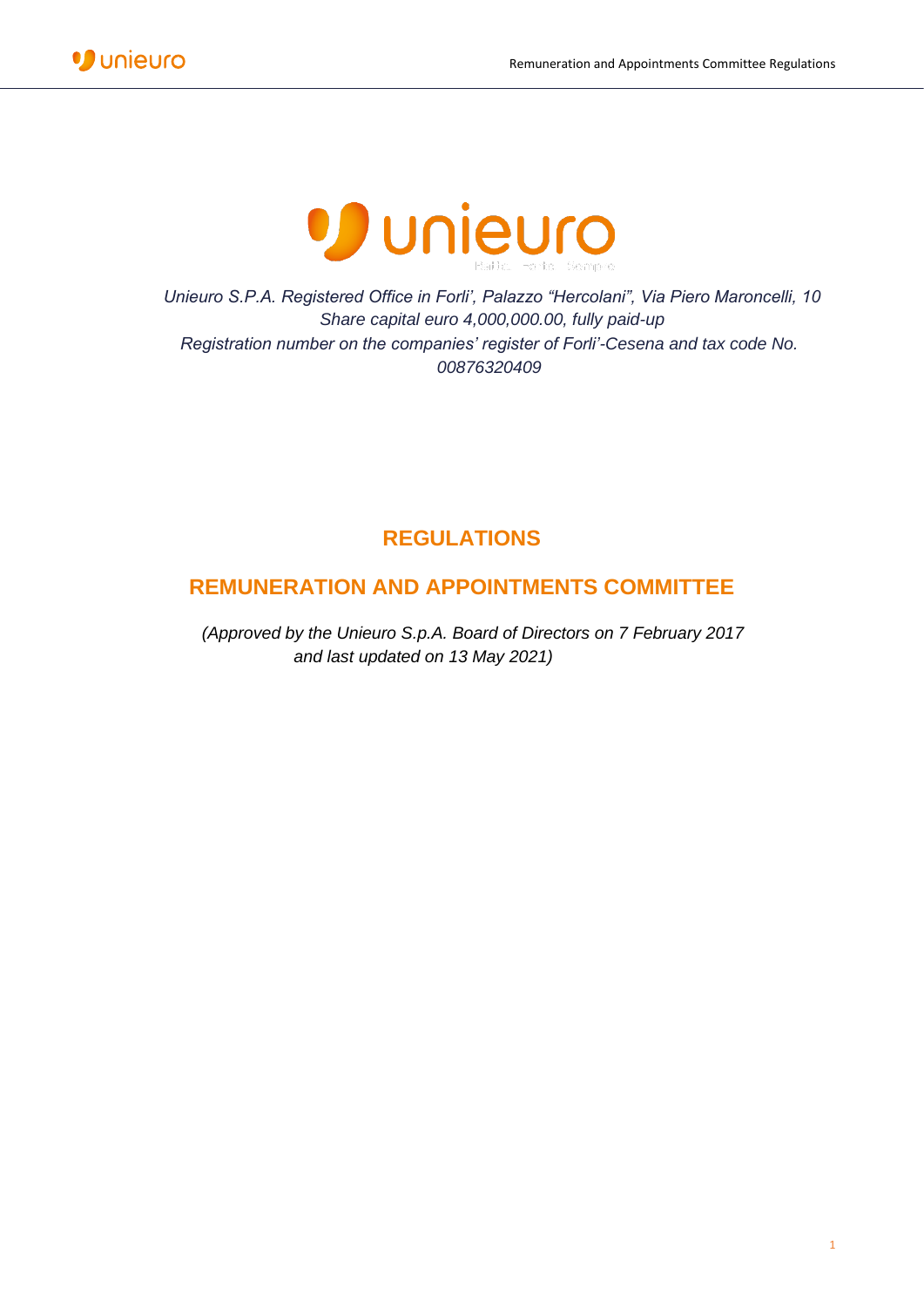*Unieuro S.P.A. Registered Office in Forli', Palazzo "Hercolani", Via Piero Maroncelli, 10*
*Share capital euro 4,000,000.00, fully paid-up*
*Registration number on the companies' register of Forli'-Cesena and tax code No. 00876320409*

# REGULATIONS

## REMUNERATION AND APPOINTMENTS COMMITTEE

*(Approved by the Unieuro S.p.A. Board of Directors on 7 February 2017 and last updated on 13 May 2021)*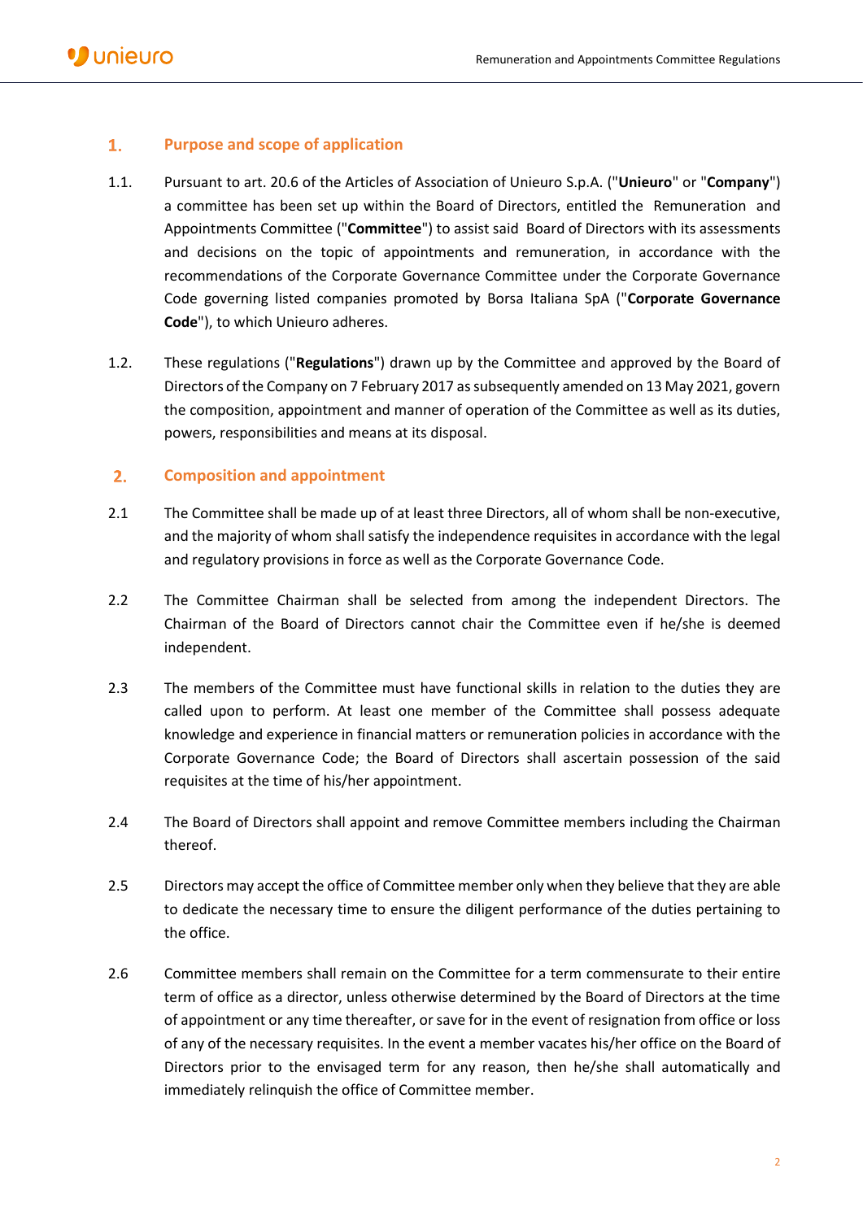## 1. Purpose and scope of application

1.1. Pursuant to art. 20.6 of the Articles of Association of Unieuro S.p.A. ("**Unieuro**" or "**Company**") a committee has been set up within the Board of Directors, entitled the Remuneration and Appointments Committee ("**Committee**") to assist said Board of Directors with its assessments and decisions on the topic of appointments and remuneration, in accordance with the recommendations of the Corporate Governance Committee under the Corporate Governance Code governing listed companies promoted by Borsa Italiana SpA ("**Corporate Governance Code**"), to which Unieuro adheres.

1.2. These regulations ("**Regulations**") drawn up by the Committee and approved by the Board of Directors of the Company on 7 February 2017 as subsequently amended on 13 May 2021, govern the composition, appointment and manner of operation of the Committee as well as its duties, powers, responsibilities and means at its disposal.

## 2. Composition and appointment

2.1 The Committee shall be made up of at least three Directors, all of whom shall be non-executive, and the majority of whom shall satisfy the independence requisites in accordance with the legal and regulatory provisions in force as well as the Corporate Governance Code.

2.2 The Committee Chairman shall be selected from among the independent Directors. The Chairman of the Board of Directors cannot chair the Committee even if he/she is deemed independent.

2.3 The members of the Committee must have functional skills in relation to the duties they are called upon to perform. At least one member of the Committee shall possess adequate knowledge and experience in financial matters or remuneration policies in accordance with the Corporate Governance Code; the Board of Directors shall ascertain possession of the said requisites at the time of his/her appointment.

2.4 The Board of Directors shall appoint and remove Committee members including the Chairman thereof.

2.5 Directors may accept the office of Committee member only when they believe that they are able to dedicate the necessary time to ensure the diligent performance of the duties pertaining to the office.

2.6 Committee members shall remain on the Committee for a term commensurate to their entire term of office as a director, unless otherwise determined by the Board of Directors at the time of appointment or any time thereafter, or save for in the event of resignation from office or loss of any of the necessary requisites. In the event a member vacates his/her office on the Board of Directors prior to the envisaged term for any reason, then he/she shall automatically and immediately relinquish the office of Committee member.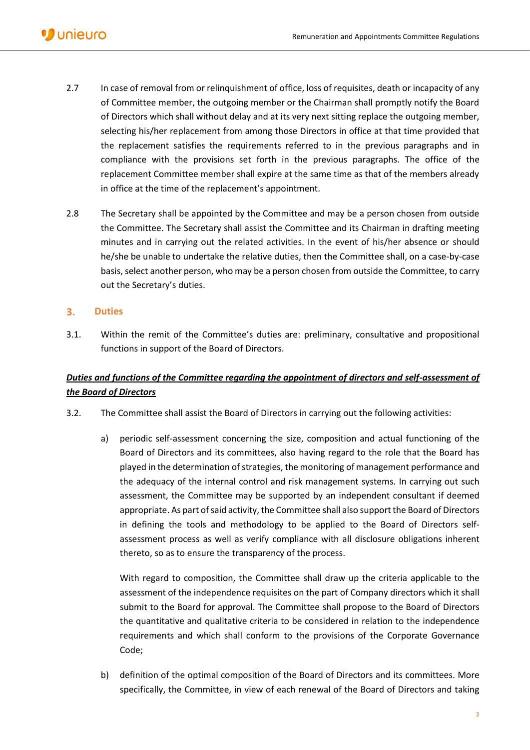2.7 In case of removal from or relinquishment of office, loss of requisites, death or incapacity of any of Committee member, the outgoing member or the Chairman shall promptly notify the Board of Directors which shall without delay and at its very next sitting replace the outgoing member, selecting his/her replacement from among those Directors in office at that time provided that the replacement satisfies the requirements referred to in the previous paragraphs and in compliance with the provisions set forth in the previous paragraphs. The office of the replacement Committee member shall expire at the same time as that of the members already in office at the time of the replacement's appointment.

2.8 The Secretary shall be appointed by the Committee and may be a person chosen from outside the Committee. The Secretary shall assist the Committee and its Chairman in drafting meeting minutes and in carrying out the related activities. In the event of his/her absence or should he/she be unable to undertake the relative duties, then the Committee shall, on a case-by-case basis, select another person, who may be a person chosen from outside the Committee, to carry out the Secretary's duties.

## 3. Duties

3.1. Within the remit of the Committee's duties are: preliminary, consultative and propositional functions in support of the Board of Directors.

***Duties and functions of the Committee regarding the appointment of directors and self-assessment of the Board of Directors***

3.2. The Committee shall assist the Board of Directors in carrying out the following activities:

a) periodic self-assessment concerning the size, composition and actual functioning of the Board of Directors and its committees, also having regard to the role that the Board has played in the determination of strategies, the monitoring of management performance and the adequacy of the internal control and risk management systems. In carrying out such assessment, the Committee may be supported by an independent consultant if deemed appropriate. As part of said activity, the Committee shall also support the Board of Directors in defining the tools and methodology to be applied to the Board of Directors self-assessment process as well as verify compliance with all disclosure obligations inherent thereto, so as to ensure the transparency of the process.

   With regard to composition, the Committee shall draw up the criteria applicable to the assessment of the independence requisites on the part of Company directors which it shall submit to the Board for approval. The Committee shall propose to the Board of Directors the quantitative and qualitative criteria to be considered in relation to the independence requirements and which shall conform to the provisions of the Corporate Governance Code;

b) definition of the optimal composition of the Board of Directors and its committees. More specifically, the Committee, in view of each renewal of the Board of Directors and taking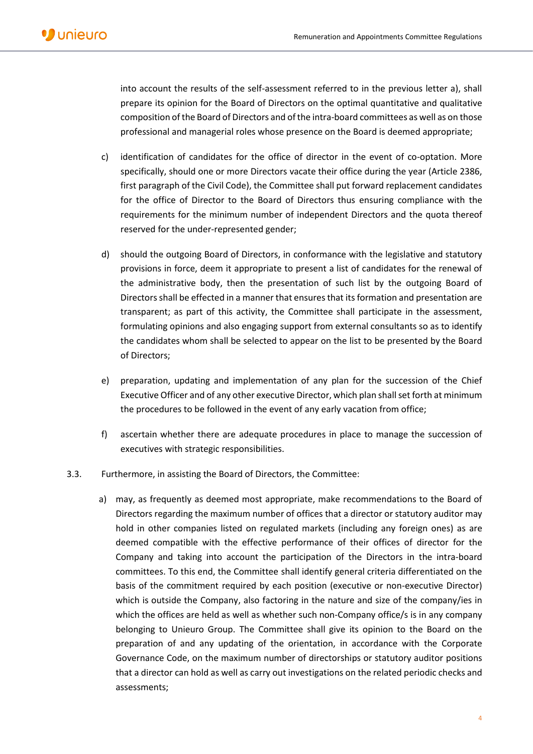into account the results of the self-assessment referred to in the previous letter a), shall prepare its opinion for the Board of Directors on the optimal quantitative and qualitative composition of the Board of Directors and of the intra-board committees as well as on those professional and managerial roles whose presence on the Board is deemed appropriate;

c) identification of candidates for the office of director in the event of co-optation. More specifically, should one or more Directors vacate their office during the year (Article 2386, first paragraph of the Civil Code), the Committee shall put forward replacement candidates for the office of Director to the Board of Directors thus ensuring compliance with the requirements for the minimum number of independent Directors and the quota thereof reserved for the under-represented gender;

d) should the outgoing Board of Directors, in conformance with the legislative and statutory provisions in force, deem it appropriate to present a list of candidates for the renewal of the administrative body, then the presentation of such list by the outgoing Board of Directors shall be effected in a manner that ensures that its formation and presentation are transparent; as part of this activity, the Committee shall participate in the assessment, formulating opinions and also engaging support from external consultants so as to identify the candidates whom shall be selected to appear on the list to be presented by the Board of Directors;

e) preparation, updating and implementation of any plan for the succession of the Chief Executive Officer and of any other executive Director, which plan shall set forth at minimum the procedures to be followed in the event of any early vacation from office;

f) ascertain whether there are adequate procedures in place to manage the succession of executives with strategic responsibilities.

3.3. Furthermore, in assisting the Board of Directors, the Committee:

a) may, as frequently as deemed most appropriate, make recommendations to the Board of Directors regarding the maximum number of offices that a director or statutory auditor may hold in other companies listed on regulated markets (including any foreign ones) as are deemed compatible with the effective performance of their offices of director for the Company and taking into account the participation of the Directors in the intra-board committees. To this end, the Committee shall identify general criteria differentiated on the basis of the commitment required by each position (executive or non-executive Director) which is outside the Company, also factoring in the nature and size of the company/ies in which the offices are held as well as whether such non-Company office/s is in any company belonging to Unieuro Group. The Committee shall give its opinion to the Board on the preparation of and any updating of the orientation, in accordance with the Corporate Governance Code, on the maximum number of directorships or statutory auditor positions that a director can hold as well as carry out investigations on the related periodic checks and assessments;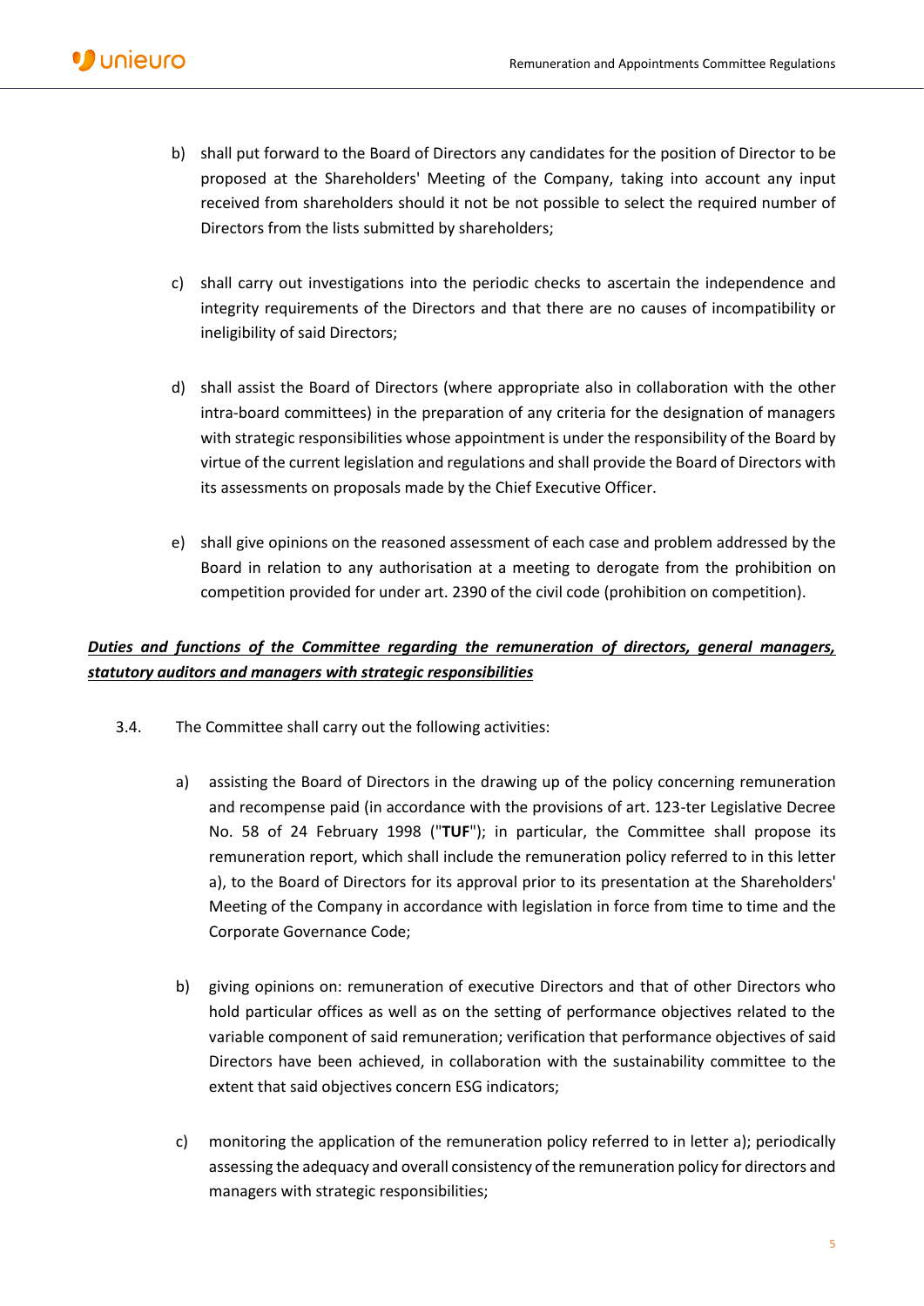b) shall put forward to the Board of Directors any candidates for the position of Director to be proposed at the Shareholders' Meeting of the Company, taking into account any input received from shareholders should it not be not possible to select the required number of Directors from the lists submitted by shareholders;

c) shall carry out investigations into the periodic checks to ascertain the independence and integrity requirements of the Directors and that there are no causes of incompatibility or ineligibility of said Directors;

d) shall assist the Board of Directors (where appropriate also in collaboration with the other intra-board committees) in the preparation of any criteria for the designation of managers with strategic responsibilities whose appointment is under the responsibility of the Board by virtue of the current legislation and regulations and shall provide the Board of Directors with its assessments on proposals made by the Chief Executive Officer.

e) shall give opinions on the reasoned assessment of each case and problem addressed by the Board in relation to any authorisation at a meeting to derogate from the prohibition on competition provided for under art. 2390 of the civil code (prohibition on competition).

***Duties and functions of the Committee regarding the remuneration of directors, general managers, statutory auditors and managers with strategic responsibilities***

3.4. The Committee shall carry out the following activities:

a) assisting the Board of Directors in the drawing up of the policy concerning remuneration and recompense paid (in accordance with the provisions of art. 123-ter Legislative Decree No. 58 of 24 February 1998 ("**TUF**"); in particular, the Committee shall propose its remuneration report, which shall include the remuneration policy referred to in this letter a), to the Board of Directors for its approval prior to its presentation at the Shareholders' Meeting of the Company in accordance with legislation in force from time to time and the Corporate Governance Code;

b) giving opinions on: remuneration of executive Directors and that of other Directors who hold particular offices as well as on the setting of performance objectives related to the variable component of said remuneration; verification that performance objectives of said Directors have been achieved, in collaboration with the sustainability committee to the extent that said objectives concern ESG indicators;

c) monitoring the application of the remuneration policy referred to in letter a); periodically assessing the adequacy and overall consistency of the remuneration policy for directors and managers with strategic responsibilities;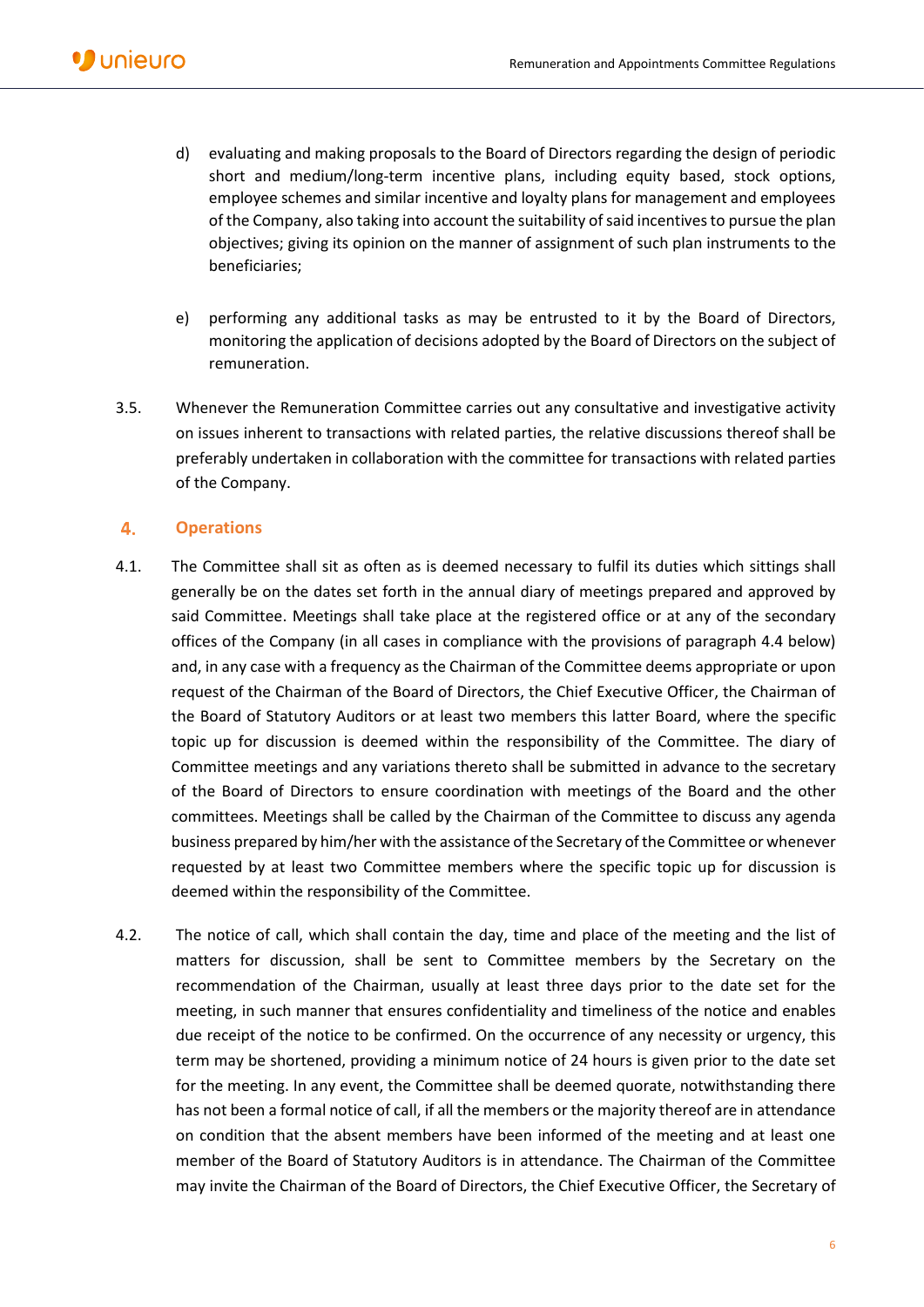d) evaluating and making proposals to the Board of Directors regarding the design of periodic short and medium/long-term incentive plans, including equity based, stock options, employee schemes and similar incentive and loyalty plans for management and employees of the Company, also taking into account the suitability of said incentives to pursue the plan objectives; giving its opinion on the manner of assignment of such plan instruments to the beneficiaries;

e) performing any additional tasks as may be entrusted to it by the Board of Directors, monitoring the application of decisions adopted by the Board of Directors on the subject of remuneration.

3.5. Whenever the Remuneration Committee carries out any consultative and investigative activity on issues inherent to transactions with related parties, the relative discussions thereof shall be preferably undertaken in collaboration with the committee for transactions with related parties of the Company.

## 4. Operations

4.1. The Committee shall sit as often as is deemed necessary to fulfil its duties which sittings shall generally be on the dates set forth in the annual diary of meetings prepared and approved by said Committee. Meetings shall take place at the registered office or at any of the secondary offices of the Company (in all cases in compliance with the provisions of paragraph 4.4 below) and, in any case with a frequency as the Chairman of the Committee deems appropriate or upon request of the Chairman of the Board of Directors, the Chief Executive Officer, the Chairman of the Board of Statutory Auditors or at least two members this latter Board, where the specific topic up for discussion is deemed within the responsibility of the Committee. The diary of Committee meetings and any variations thereto shall be submitted in advance to the secretary of the Board of Directors to ensure coordination with meetings of the Board and the other committees. Meetings shall be called by the Chairman of the Committee to discuss any agenda business prepared by him/her with the assistance of the Secretary of the Committee or whenever requested by at least two Committee members where the specific topic up for discussion is deemed within the responsibility of the Committee.

4.2. The notice of call, which shall contain the day, time and place of the meeting and the list of matters for discussion, shall be sent to Committee members by the Secretary on the recommendation of the Chairman, usually at least three days prior to the date set for the meeting, in such manner that ensures confidentiality and timeliness of the notice and enables due receipt of the notice to be confirmed. On the occurrence of any necessity or urgency, this term may be shortened, providing a minimum notice of 24 hours is given prior to the date set for the meeting. In any event, the Committee shall be deemed quorate, notwithstanding there has not been a formal notice of call, if all the members or the majority thereof are in attendance on condition that the absent members have been informed of the meeting and at least one member of the Board of Statutory Auditors is in attendance. The Chairman of the Committee may invite the Chairman of the Board of Directors, the Chief Executive Officer, the Secretary of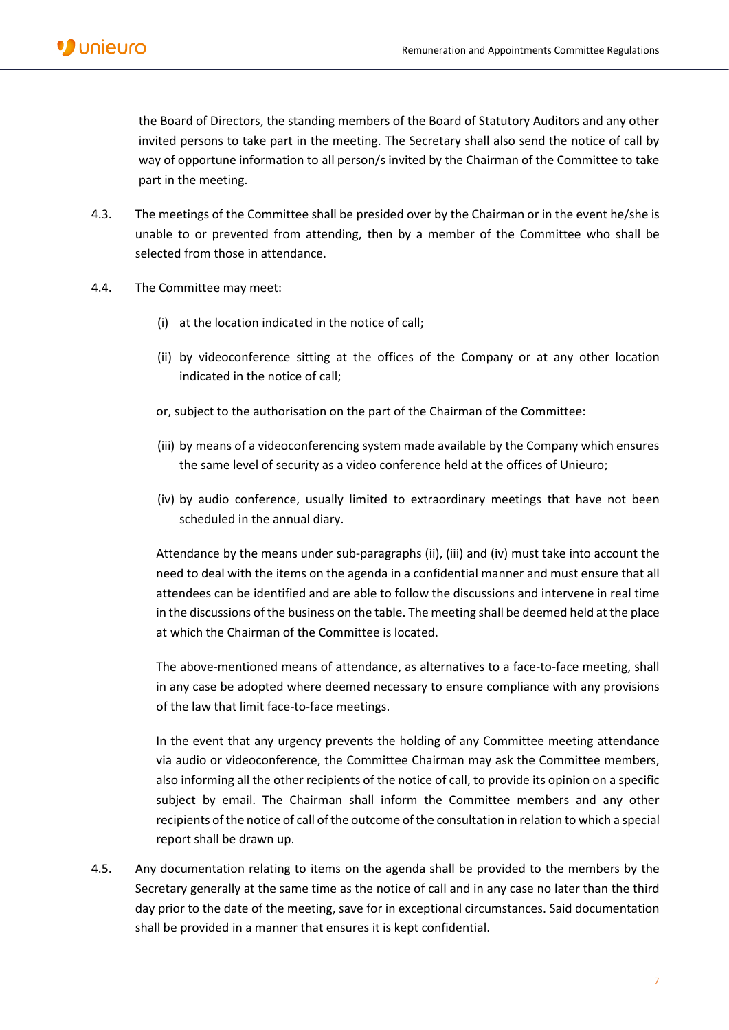the Board of Directors, the standing members of the Board of Statutory Auditors and any other invited persons to take part in the meeting. The Secretary shall also send the notice of call by way of opportune information to all person/s invited by the Chairman of the Committee to take part in the meeting.

4.3. The meetings of the Committee shall be presided over by the Chairman or in the event he/she is unable to or prevented from attending, then by a member of the Committee who shall be selected from those in attendance.

4.4. The Committee may meet:

(i) at the location indicated in the notice of call;

(ii) by videoconference sitting at the offices of the Company or at any other location indicated in the notice of call;

or, subject to the authorisation on the part of the Chairman of the Committee:

(iii) by means of a videoconferencing system made available by the Company which ensures the same level of security as a video conference held at the offices of Unieuro;

(iv) by audio conference, usually limited to extraordinary meetings that have not been scheduled in the annual diary.

Attendance by the means under sub-paragraphs (ii), (iii) and (iv) must take into account the need to deal with the items on the agenda in a confidential manner and must ensure that all attendees can be identified and are able to follow the discussions and intervene in real time in the discussions of the business on the table. The meeting shall be deemed held at the place at which the Chairman of the Committee is located.

The above-mentioned means of attendance, as alternatives to a face-to-face meeting, shall in any case be adopted where deemed necessary to ensure compliance with any provisions of the law that limit face-to-face meetings.

In the event that any urgency prevents the holding of any Committee meeting attendance via audio or videoconference, the Committee Chairman may ask the Committee members, also informing all the other recipients of the notice of call, to provide its opinion on a specific subject by email. The Chairman shall inform the Committee members and any other recipients of the notice of call of the outcome of the consultation in relation to which a special report shall be drawn up.

4.5. Any documentation relating to items on the agenda shall be provided to the members by the Secretary generally at the same time as the notice of call and in any case no later than the third day prior to the date of the meeting, save for in exceptional circumstances. Said documentation shall be provided in a manner that ensures it is kept confidential.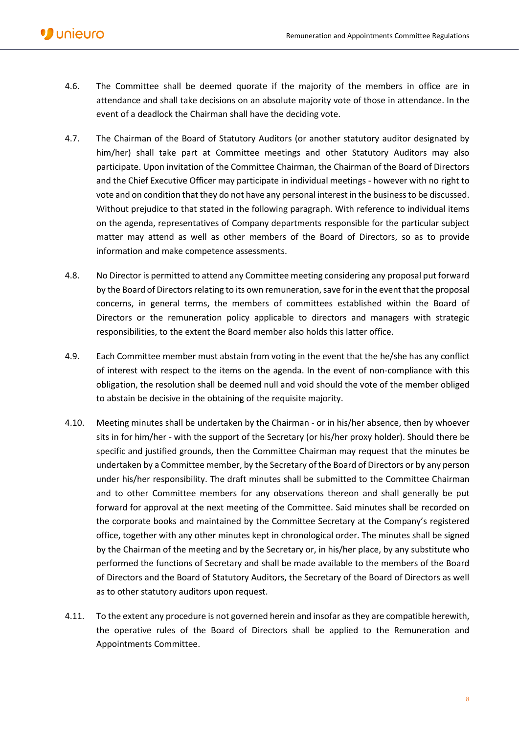4.6. The Committee shall be deemed quorate if the majority of the members in office are in attendance and shall take decisions on an absolute majority vote of those in attendance. In the event of a deadlock the Chairman shall have the deciding vote.

4.7. The Chairman of the Board of Statutory Auditors (or another statutory auditor designated by him/her) shall take part at Committee meetings and other Statutory Auditors may also participate. Upon invitation of the Committee Chairman, the Chairman of the Board of Directors and the Chief Executive Officer may participate in individual meetings - however with no right to vote and on condition that they do not have any personal interest in the business to be discussed. Without prejudice to that stated in the following paragraph. With reference to individual items on the agenda, representatives of Company departments responsible for the particular subject matter may attend as well as other members of the Board of Directors, so as to provide information and make competence assessments.

4.8. No Director is permitted to attend any Committee meeting considering any proposal put forward by the Board of Directors relating to its own remuneration, save for in the event that the proposal concerns, in general terms, the members of committees established within the Board of Directors or the remuneration policy applicable to directors and managers with strategic responsibilities, to the extent the Board member also holds this latter office.

4.9. Each Committee member must abstain from voting in the event that the he/she has any conflict of interest with respect to the items on the agenda. In the event of non-compliance with this obligation, the resolution shall be deemed null and void should the vote of the member obliged to abstain be decisive in the obtaining of the requisite majority.

4.10. Meeting minutes shall be undertaken by the Chairman - or in his/her absence, then by whoever sits in for him/her - with the support of the Secretary (or his/her proxy holder). Should there be specific and justified grounds, then the Committee Chairman may request that the minutes be undertaken by a Committee member, by the Secretary of the Board of Directors or by any person under his/her responsibility. The draft minutes shall be submitted to the Committee Chairman and to other Committee members for any observations thereon and shall generally be put forward for approval at the next meeting of the Committee. Said minutes shall be recorded on the corporate books and maintained by the Committee Secretary at the Company's registered office, together with any other minutes kept in chronological order. The minutes shall be signed by the Chairman of the meeting and by the Secretary or, in his/her place, by any substitute who performed the functions of Secretary and shall be made available to the members of the Board of Directors and the Board of Statutory Auditors, the Secretary of the Board of Directors as well as to other statutory auditors upon request.

4.11. To the extent any procedure is not governed herein and insofar as they are compatible herewith, the operative rules of the Board of Directors shall be applied to the Remuneration and Appointments Committee.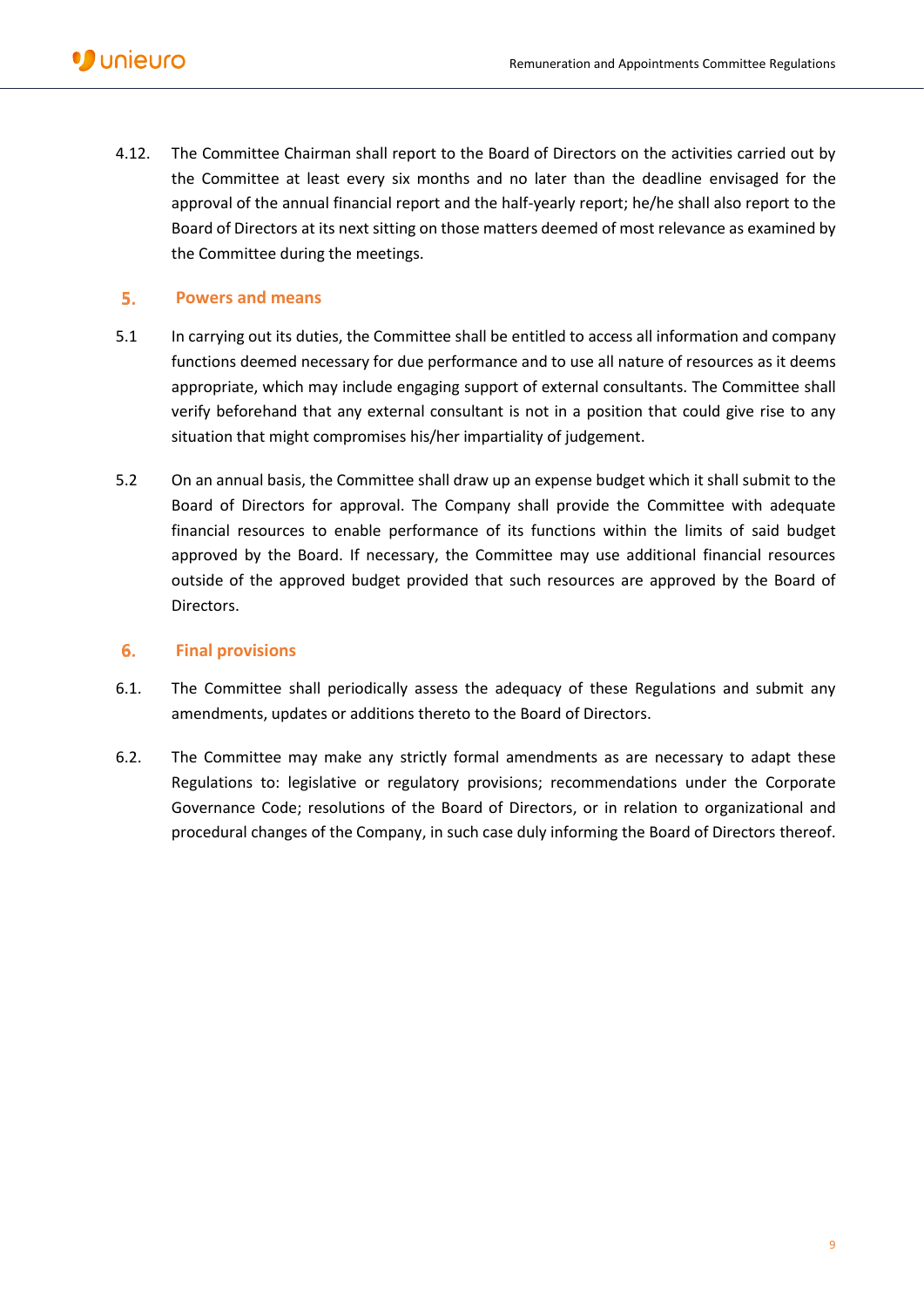4.12. The Committee Chairman shall report to the Board of Directors on the activities carried out by the Committee at least every six months and no later than the deadline envisaged for the approval of the annual financial report and the half-yearly report; he/he shall also report to the Board of Directors at its next sitting on those matters deemed of most relevance as examined by the Committee during the meetings.

## 5. Powers and means

5.1 In carrying out its duties, the Committee shall be entitled to access all information and company functions deemed necessary for due performance and to use all nature of resources as it deems appropriate, which may include engaging support of external consultants. The Committee shall verify beforehand that any external consultant is not in a position that could give rise to any situation that might compromises his/her impartiality of judgement.

5.2 On an annual basis, the Committee shall draw up an expense budget which it shall submit to the Board of Directors for approval. The Company shall provide the Committee with adequate financial resources to enable performance of its functions within the limits of said budget approved by the Board. If necessary, the Committee may use additional financial resources outside of the approved budget provided that such resources are approved by the Board of Directors.

## 6. Final provisions

6.1. The Committee shall periodically assess the adequacy of these Regulations and submit any amendments, updates or additions thereto to the Board of Directors.

6.2. The Committee may make any strictly formal amendments as are necessary to adapt these Regulations to: legislative or regulatory provisions; recommendations under the Corporate Governance Code; resolutions of the Board of Directors, or in relation to organizational and procedural changes of the Company, in such case duly informing the Board of Directors thereof.